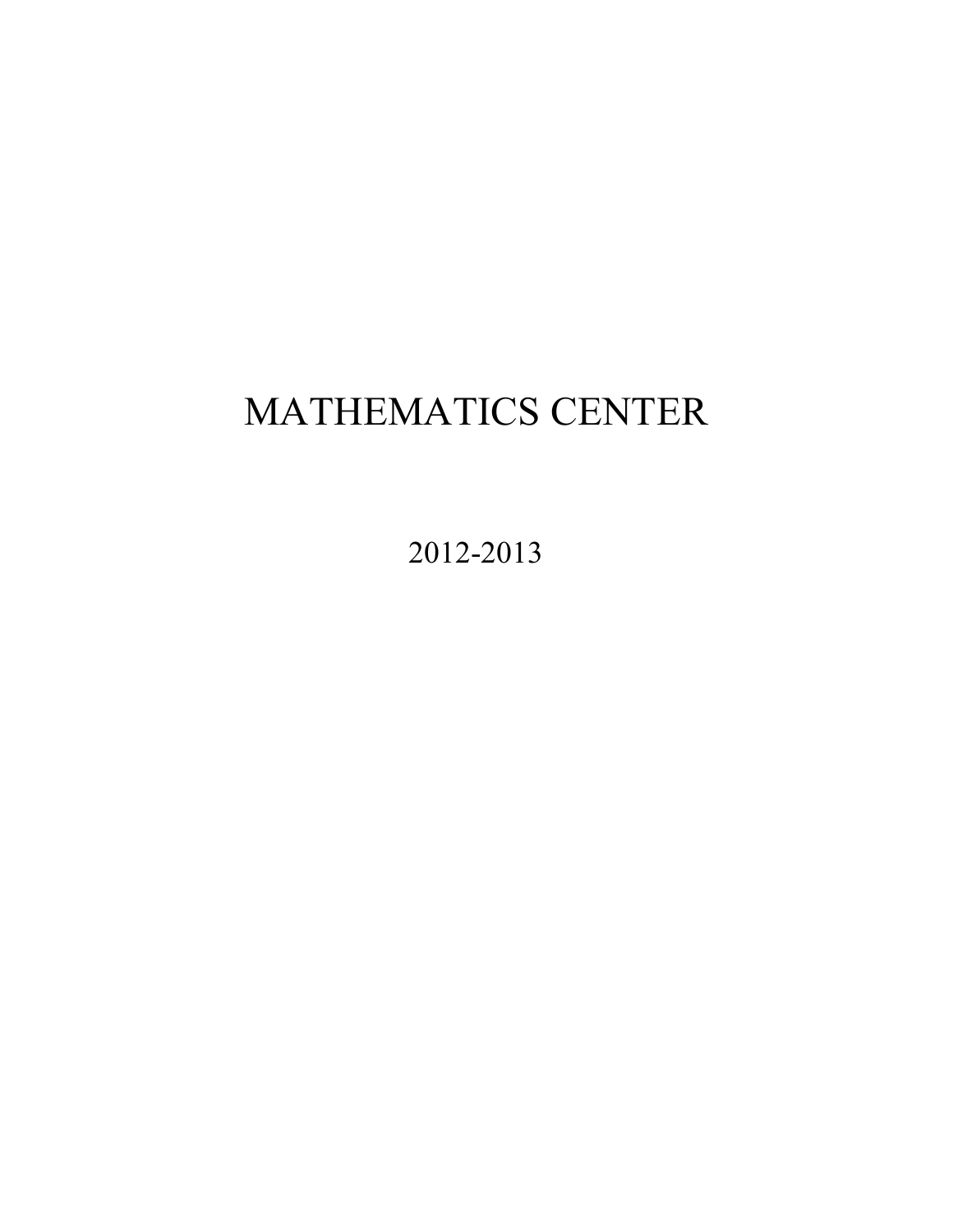# MATHEMATICS CENTER

2012-2013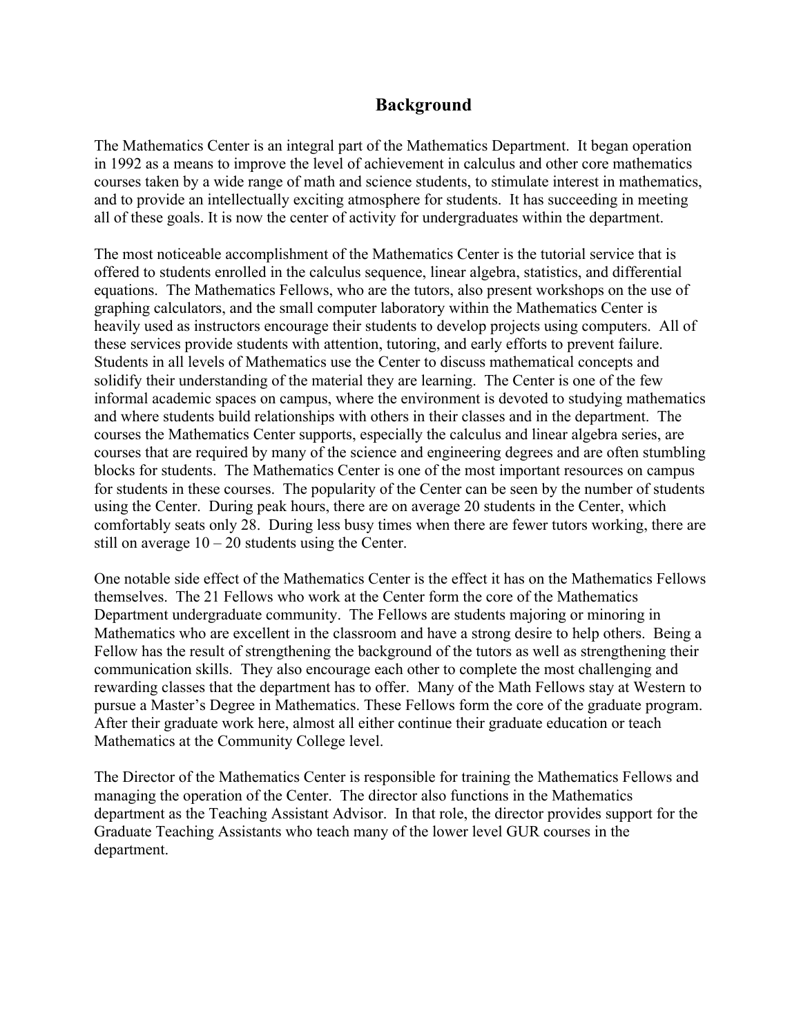## Background

The Mathematics Center is an integral part of the Mathematics Department. It began operation in 1992 as a means to improve the level of achievement in calculus and other core mathematics courses taken by a wide range of math and science students, to stimulate interest in mathematics, and to provide an intellectually exciting atmosphere for students. It has succeeding in meeting all of these goals. It is now the center of activity for undergraduates within the department.

The most noticeable accomplishment of the Mathematics Center is the tutorial service that is offered to students enrolled in the calculus sequence, linear algebra, statistics, and differential equations. The Mathematics Fellows, who are the tutors, also present workshops on the use of graphing calculators, and the small computer laboratory within the Mathematics Center is heavily used as instructors encourage their students to develop projects using computers. All of these services provide students with attention, tutoring, and early efforts to prevent failure. Students in all levels of Mathematics use the Center to discuss mathematical concepts and solidify their understanding of the material they are learning. The Center is one of the few informal academic spaces on campus, where the environment is devoted to studying mathematics and where students build relationships with others in their classes and in the department. The courses the Mathematics Center supports, especially the calculus and linear algebra series, are courses that are required by many of the science and engineering degrees and are often stumbling blocks for students. The Mathematics Center is one of the most important resources on campus for students in these courses. The popularity of the Center can be seen by the number of students using the Center. During peak hours, there are on average 20 students in the Center, which comfortably seats only 28. During less busy times when there are fewer tutors working, there are still on average 10 – 20 students using the Center.

One notable side effect of the Mathematics Center is the effect it has on the Mathematics Fellows themselves. The 21 Fellows who work at the Center form the core of the Mathematics Department undergraduate community. The Fellows are students majoring or minoring in Mathematics who are excellent in the classroom and have a strong desire to help others. Being a Fellow has the result of strengthening the background of the tutors as well as strengthening their communication skills. They also encourage each other to complete the most challenging and rewarding classes that the department has to offer. Many of the Math Fellows stay at Western to pursue a Master's Degree in Mathematics. These Fellows form the core of the graduate program. After their graduate work here, almost all either continue their graduate education or teach Mathematics at the Community College level.

The Director of the Mathematics Center is responsible for training the Mathematics Fellows and managing the operation of the Center. The director also functions in the Mathematics department as the Teaching Assistant Advisor. In that role, the director provides support for the Graduate Teaching Assistants who teach many of the lower level GUR courses in the department.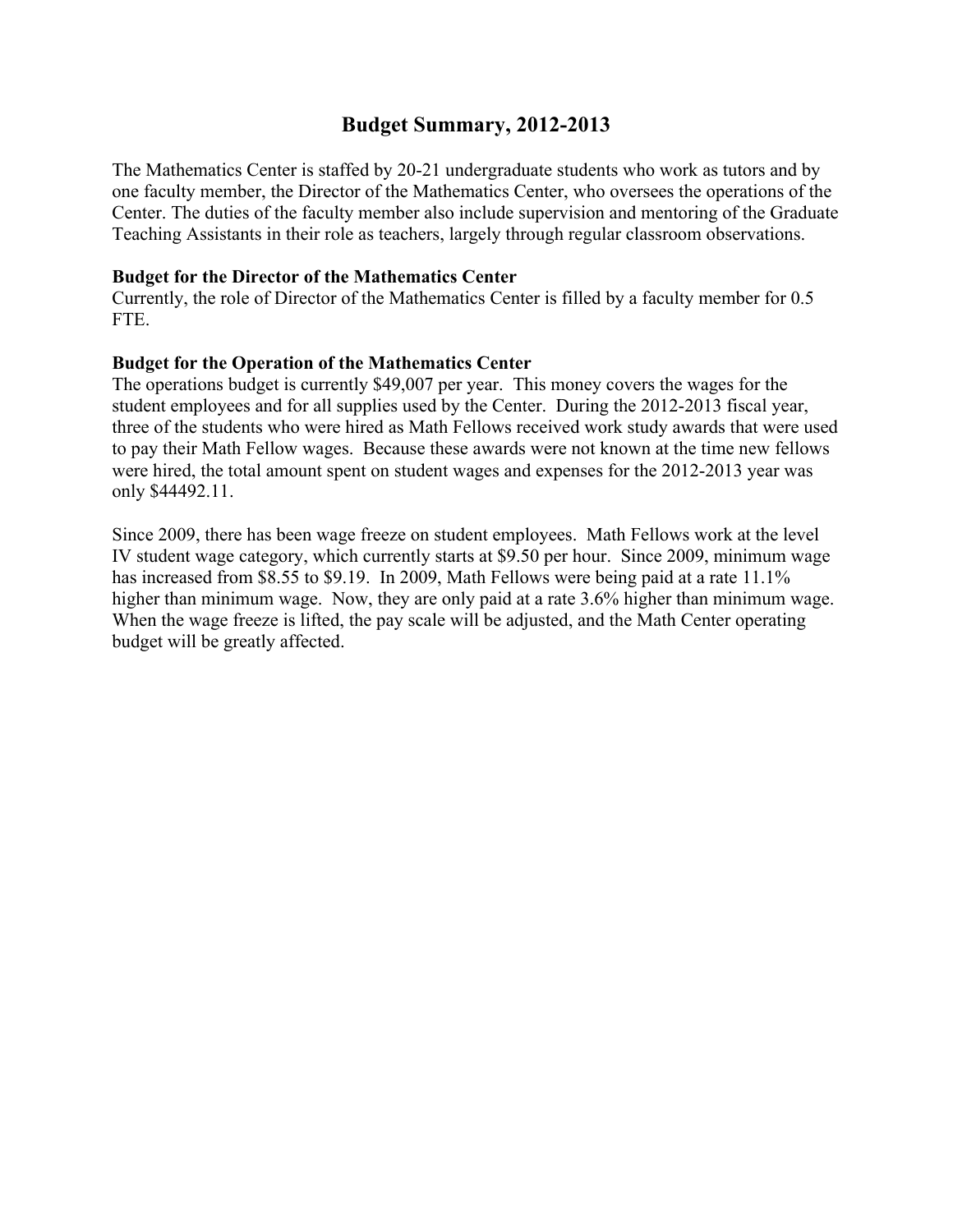# Budget Summary, 2012-2013

The Mathematics Center is staffed by 20-21 undergraduate students who work as tutors and by one faculty member, the Director of the Mathematics Center, who oversees the operations of the Center. The duties of the faculty member also include supervision and mentoring of the Graduate Teaching Assistants in their role as teachers, largely through regular classroom observations.

**Budget for the Director of the Mathematics Center**

Currently, the role of Director of the Mathematics Center is filled by a faculty member for 0.5 FTE.

**Budget for the Operation of the Mathematics Center**

The operations budget is currently $49,007 per year. This money covers the wages for the student employees and for all supplies used by the Center. During the 2012-2013 fiscal year, three of the students who were hired as Math Fellows received work study awards that were used to pay their Math Fellow wages. Because these awards were not known at the time new fellows were hired, the total amount spent on student wages and expenses for the 2012-2013 year was only $44492.11.

Since 2009, there has been wage freeze on student employees. Math Fellows work at the level IV student wage category, which currently starts at $9.50 per hour. Since 2009, minimum wage has increased from $8.55 to $9.19. In 2009, Math Fellows were being paid at a rate 11.1% higher than minimum wage. Now, they are only paid at a rate 3.6% higher than minimum wage. When the wage freeze is lifted, the pay scale will be adjusted, and the Math Center operating budget will be greatly affected.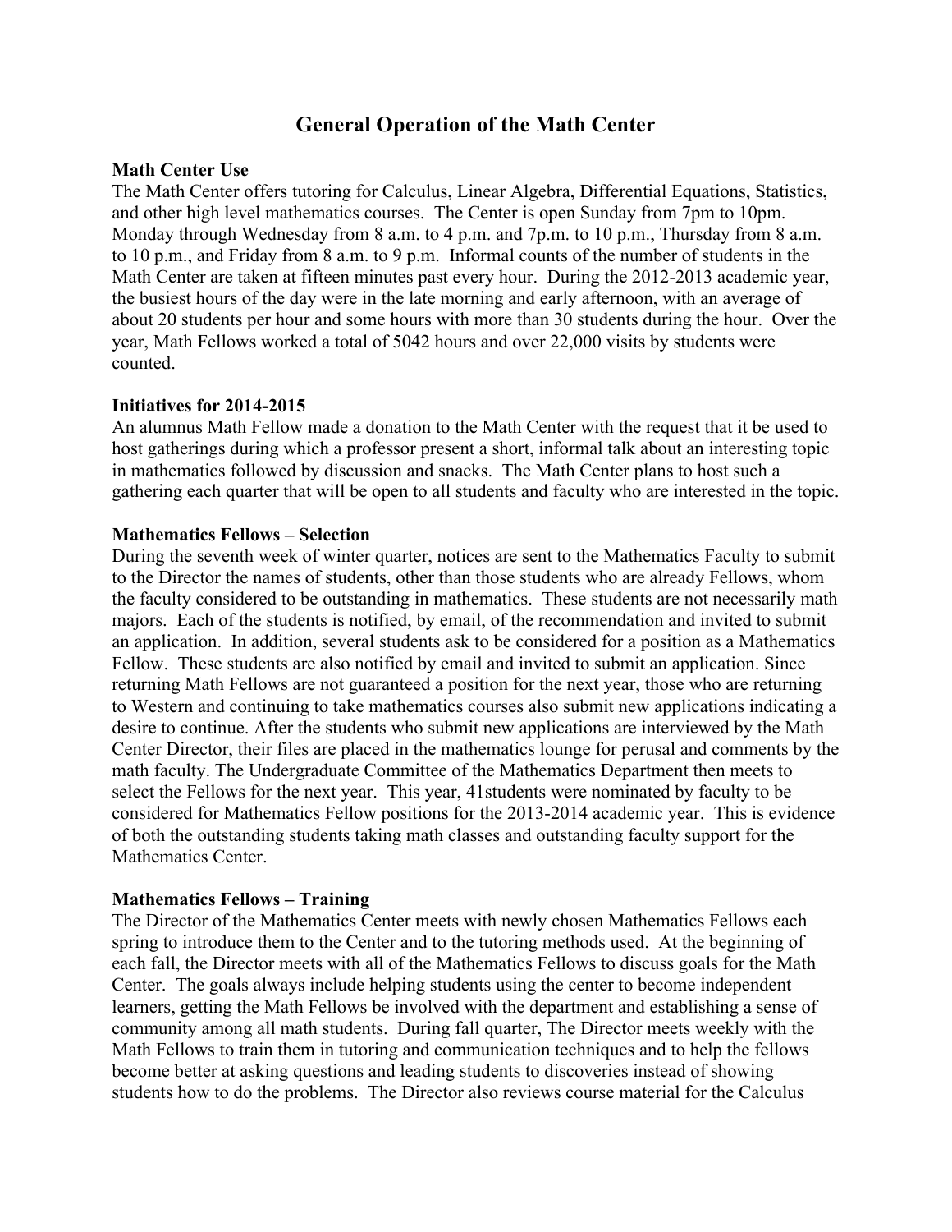# General Operation of the Math Center

**Math Center Use**

The Math Center offers tutoring for Calculus, Linear Algebra, Differential Equations, Statistics, and other high level mathematics courses. The Center is open Sunday from 7pm to 10pm. Monday through Wednesday from 8 a.m. to 4 p.m. and 7p.m. to 10 p.m., Thursday from 8 a.m. to 10 p.m., and Friday from 8 a.m. to 9 p.m. Informal counts of the number of students in the Math Center are taken at fifteen minutes past every hour. During the 2012-2013 academic year, the busiest hours of the day were in the late morning and early afternoon, with an average of about 20 students per hour and some hours with more than 30 students during the hour. Over the year, Math Fellows worked a total of 5042 hours and over 22,000 visits by students were counted.

**Initiatives for 2014-2015**

An alumnus Math Fellow made a donation to the Math Center with the request that it be used to host gatherings during which a professor present a short, informal talk about an interesting topic in mathematics followed by discussion and snacks. The Math Center plans to host such a gathering each quarter that will be open to all students and faculty who are interested in the topic.

**Mathematics Fellows – Selection**

During the seventh week of winter quarter, notices are sent to the Mathematics Faculty to submit to the Director the names of students, other than those students who are already Fellows, whom the faculty considered to be outstanding in mathematics. These students are not necessarily math majors. Each of the students is notified, by email, of the recommendation and invited to submit an application. In addition, several students ask to be considered for a position as a Mathematics Fellow. These students are also notified by email and invited to submit an application. Since returning Math Fellows are not guaranteed a position for the next year, those who are returning to Western and continuing to take mathematics courses also submit new applications indicating a desire to continue. After the students who submit new applications are interviewed by the Math Center Director, their files are placed in the mathematics lounge for perusal and comments by the math faculty. The Undergraduate Committee of the Mathematics Department then meets to select the Fellows for the next year. This year, 41students were nominated by faculty to be considered for Mathematics Fellow positions for the 2013-2014 academic year. This is evidence of both the outstanding students taking math classes and outstanding faculty support for the Mathematics Center.

**Mathematics Fellows – Training**

The Director of the Mathematics Center meets with newly chosen Mathematics Fellows each spring to introduce them to the Center and to the tutoring methods used. At the beginning of each fall, the Director meets with all of the Mathematics Fellows to discuss goals for the Math Center. The goals always include helping students using the center to become independent learners, getting the Math Fellows be involved with the department and establishing a sense of community among all math students. During fall quarter, The Director meets weekly with the Math Fellows to train them in tutoring and communication techniques and to help the fellows become better at asking questions and leading students to discoveries instead of showing students how to do the problems. The Director also reviews course material for the Calculus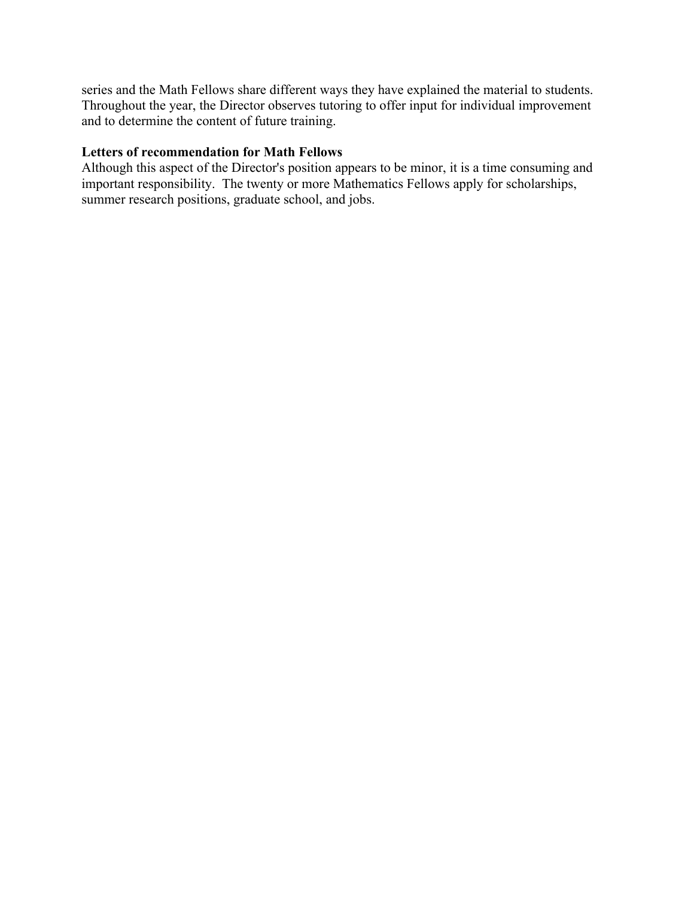series and the Math Fellows share different ways they have explained the material to students. Throughout the year, the Director observes tutoring to offer input for individual improvement and to determine the content of future training.

**Letters of recommendation for Math Fellows**

Although this aspect of the Director's position appears to be minor, it is a time consuming and important responsibility. The twenty or more Mathematics Fellows apply for scholarships, summer research positions, graduate school, and jobs.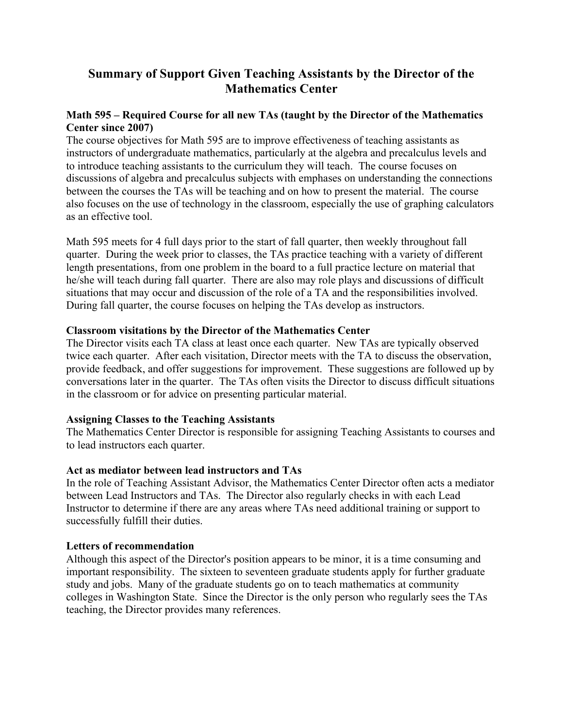# Summary of Support Given Teaching Assistants by the Director of the Mathematics Center

**Math 595 – Required Course for all new TAs (taught by the Director of the Mathematics Center since 2007)**

The course objectives for Math 595 are to improve effectiveness of teaching assistants as instructors of undergraduate mathematics, particularly at the algebra and precalculus levels and to introduce teaching assistants to the curriculum they will teach. The course focuses on discussions of algebra and precalculus subjects with emphases on understanding the connections between the courses the TAs will be teaching and on how to present the material. The course also focuses on the use of technology in the classroom, especially the use of graphing calculators as an effective tool.

Math 595 meets for 4 full days prior to the start of fall quarter, then weekly throughout fall quarter. During the week prior to classes, the TAs practice teaching with a variety of different length presentations, from one problem in the board to a full practice lecture on material that he/she will teach during fall quarter. There are also may role plays and discussions of difficult situations that may occur and discussion of the role of a TA and the responsibilities involved. During fall quarter, the course focuses on helping the TAs develop as instructors.

**Classroom visitations by the Director of the Mathematics Center**

The Director visits each TA class at least once each quarter. New TAs are typically observed twice each quarter. After each visitation, Director meets with the TA to discuss the observation, provide feedback, and offer suggestions for improvement. These suggestions are followed up by conversations later in the quarter. The TAs often visits the Director to discuss difficult situations in the classroom or for advice on presenting particular material.

**Assigning Classes to the Teaching Assistants**

The Mathematics Center Director is responsible for assigning Teaching Assistants to courses and to lead instructors each quarter.

**Act as mediator between lead instructors and TAs**

In the role of Teaching Assistant Advisor, the Mathematics Center Director often acts a mediator between Lead Instructors and TAs. The Director also regularly checks in with each Lead Instructor to determine if there are any areas where TAs need additional training or support to successfully fulfill their duties.

**Letters of recommendation**

Although this aspect of the Director's position appears to be minor, it is a time consuming and important responsibility. The sixteen to seventeen graduate students apply for further graduate study and jobs. Many of the graduate students go on to teach mathematics at community colleges in Washington State. Since the Director is the only person who regularly sees the TAs teaching, the Director provides many references.